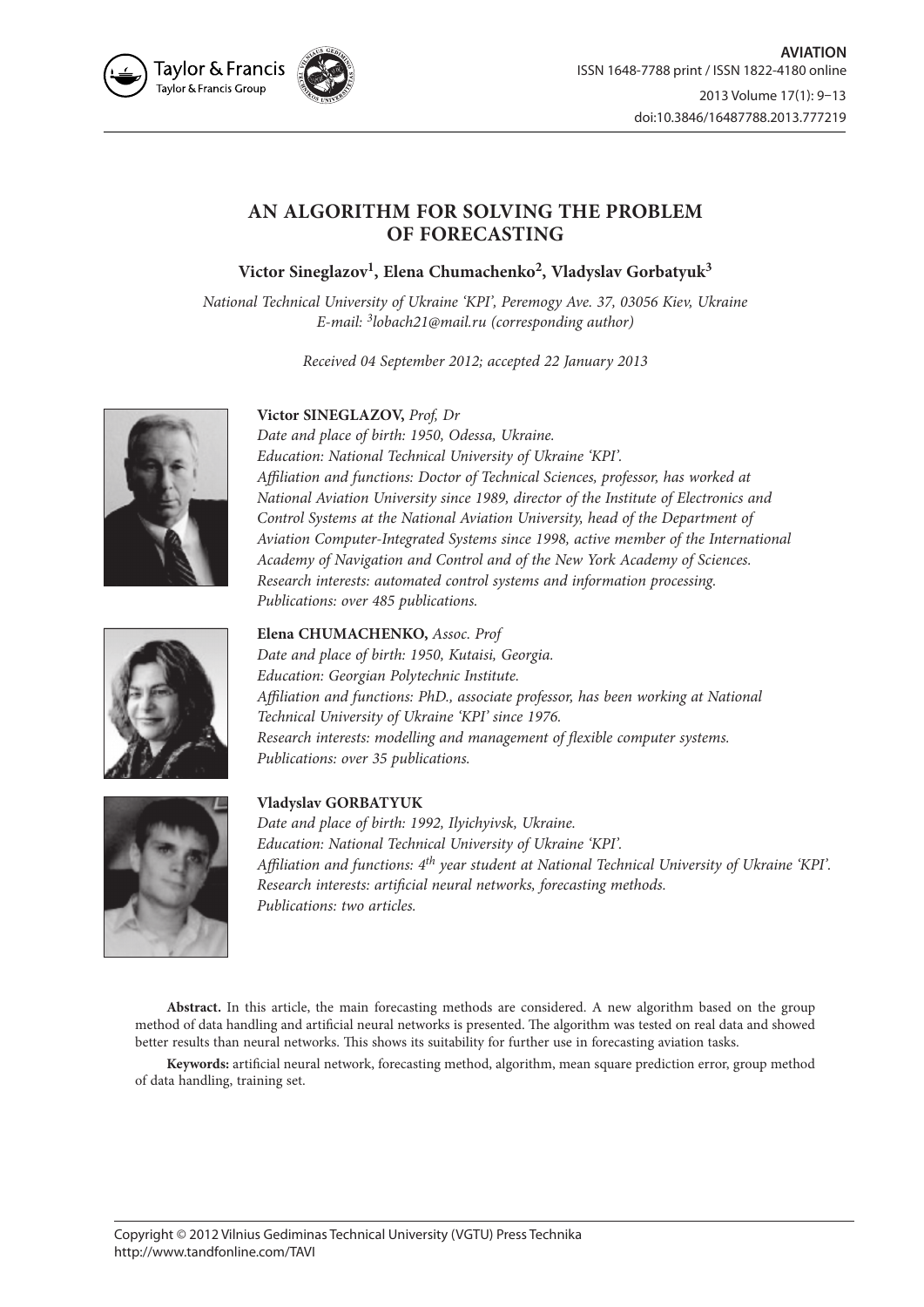# AN ALGORITHM FOR SOLVING THE PROBLEM OF FORECASTING

**Victor Sineglazov[1], Elena Chumachenko[2], Vladyslav Gorbatyuk[3]**

*National Technical University of Ukraine 'KPI', Peremogy Ave. 37, 03056 Kiev, Ukraine*
*E-mail: [3]lobach21@mail.ru (corresponding author)*

*Received 04 September 2012; accepted 22 January 2013*

**Victor SINEGLAZOV,** *Prof, Dr*
*Date and place of birth: 1950, Odessa, Ukraine.*
*Education: National Technical University of Ukraine 'KPI'.*
*Affiliation and functions: Doctor of Technical Sciences, professor, has worked at National Aviation University since 1989, director of the Institute of Electronics and Control Systems at the National Aviation University, head of the Department of Aviation Computer-Integrated Systems since 1998, active member of the International Academy of Navigation and Control and of the New York Academy of Sciences.*
*Research interests: automated control systems and information processing.*
*Publications: over 485 publications.*

**Elena CHUMACHENKO,** *Assoc. Prof*
*Date and place of birth: 1950, Kutaisi, Georgia.*
*Education: Georgian Polytechnic Institute.*
*Affiliation and functions: PhD., associate professor, has been working at National Technical University of Ukraine 'KPI' since 1976.*
*Research interests: modelling and management of flexible computer systems.*
*Publications: over 35 publications.*

**Vladyslav GORBATYUK**
*Date and place of birth: 1992, Ilyichyivsk, Ukraine.*
*Education: National Technical University of Ukraine 'KPI'.*
*Affiliation and functions: 4th year student at National Technical University of Ukraine 'KPI'.*
*Research interests: artificial neural networks, forecasting methods.*
*Publications: two articles.*

**Abstract.** In this article, the main forecasting methods are considered. A new algorithm based on the group method of data handling and artificial neural networks is presented. The algorithm was tested on real data and showed better results than neural networks. This shows its suitability for further use in forecasting aviation tasks.

**Keywords:** artificial neural network, forecasting method, algorithm, mean square prediction error, group method of data handling, training set.

Copyright © 2012 Vilnius Gediminas Technical University (VGTU) Press Technika
http://www.tandfonline.com/TAVI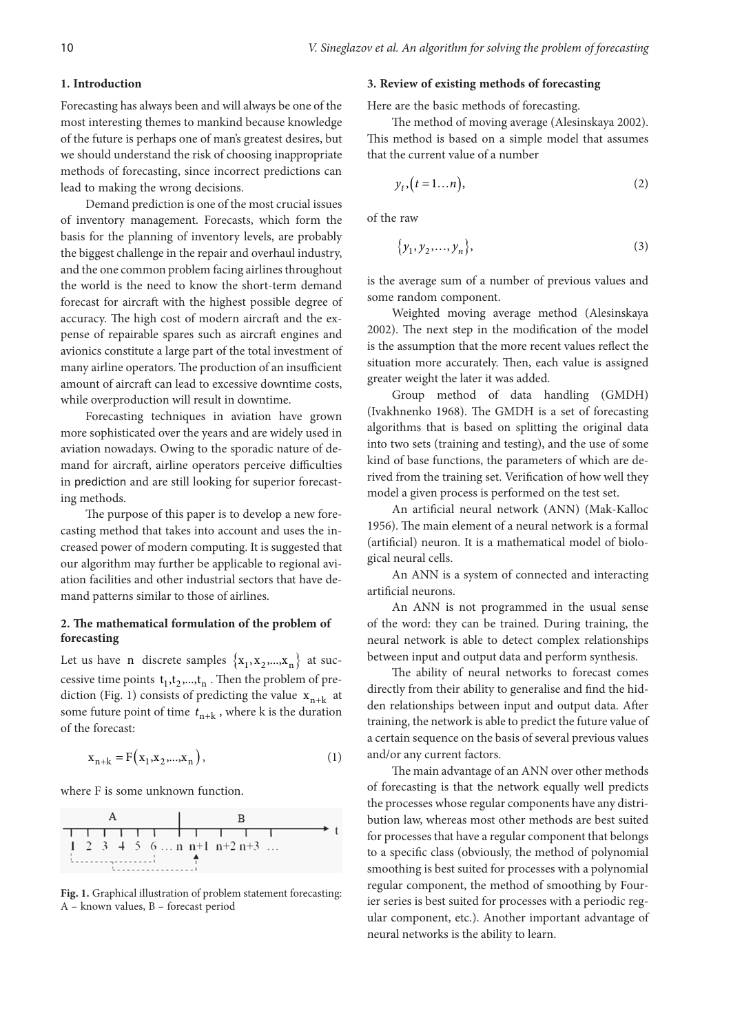## 1. Introduction

Forecasting has always been and will always be one of the most interesting themes to mankind because knowledge of the future is perhaps one of man's greatest desires, but we should understand the risk of choosing inappropriate methods of forecasting, since incorrect predictions can lead to making the wrong decisions.

Demand prediction is one of the most crucial issues of inventory management. Forecasts, which form the basis for the planning of inventory levels, are probably the biggest challenge in the repair and overhaul industry, and the one common problem facing airlines throughout the world is the need to know the short-term demand forecast for aircraft with the highest possible degree of accuracy. The high cost of modern aircraft and the expense of repairable spares such as aircraft engines and avionics constitute a large part of the total investment of many airline operators. The production of an insufficient amount of aircraft can lead to excessive downtime costs, while overproduction will result in downtime.

Forecasting techniques in aviation have grown more sophisticated over the years and are widely used in aviation nowadays. Owing to the sporadic nature of demand for aircraft, airline operators perceive difficulties in prediction and are still looking for superior forecasting methods.

The purpose of this paper is to develop a new forecasting method that takes into account and uses the increased power of modern computing. It is suggested that our algorithm may further be applicable to regional aviation facilities and other industrial sectors that have demand patterns similar to those of airlines.

## 2. The mathematical formulation of the problem of forecasting

Let us have $n$ discrete samples $\{x_1, x_2, ..., x_n\}$ at successive time points $t_1, t_2, ..., t_n$. Then the problem of prediction (Fig. 1) consists of predicting the value $x_{n+k}$ at some future point of time $t_{n+k}$, where k is the duration of the forecast:

$$x_{n+k} = F(x_1, x_2, ..., x_n), \tag{1}$$

where F is some unknown function.

**Fig. 1.** Graphical illustration of problem statement forecasting: A – known values, B – forecast period

## 3. Review of existing methods of forecasting

Here are the basic methods of forecasting.

The method of moving average (Alesinskaya 2002). This method is based on a simple model that assumes that the current value of a number

$$y_t, (t = 1...n), \tag{2}$$

of the raw

$$\{y_1, y_2, ..., y_n\}, \tag{3}$$

is the average sum of a number of previous values and some random component.

Weighted moving average method (Alesinskaya 2002). The next step in the modification of the model is the assumption that the more recent values reflect the situation more accurately. Then, each value is assigned greater weight the later it was added.

Group method of data handling (GMDH) (Ivakhnenko 1968). The GMDH is a set of forecasting algorithms that is based on splitting the original data into two sets (training and testing), and the use of some kind of base functions, the parameters of which are derived from the training set. Verification of how well they model a given process is performed on the test set.

An artificial neural network (ANN) (Mak-Kalloc 1956). The main element of a neural network is a formal (artificial) neuron. It is a mathematical model of biological neural cells.

An ANN is a system of connected and interacting artificial neurons.

An ANN is not programmed in the usual sense of the word: they can be trained. During training, the neural network is able to detect complex relationships between input and output data and perform synthesis.

The ability of neural networks to forecast comes directly from their ability to generalise and find the hidden relationships between input and output data. After training, the network is able to predict the future value of a certain sequence on the basis of several previous values and/or any current factors.

The main advantage of an ANN over other methods of forecasting is that the network equally well predicts the processes whose regular components have any distribution law, whereas most other methods are best suited for processes that have a regular component that belongs to a specific class (obviously, the method of polynomial smoothing is best suited for processes with a polynomial regular component, the method of smoothing by Fourier series is best suited for processes with a periodic regular component, etc.). Another important advantage of neural networks is the ability to learn.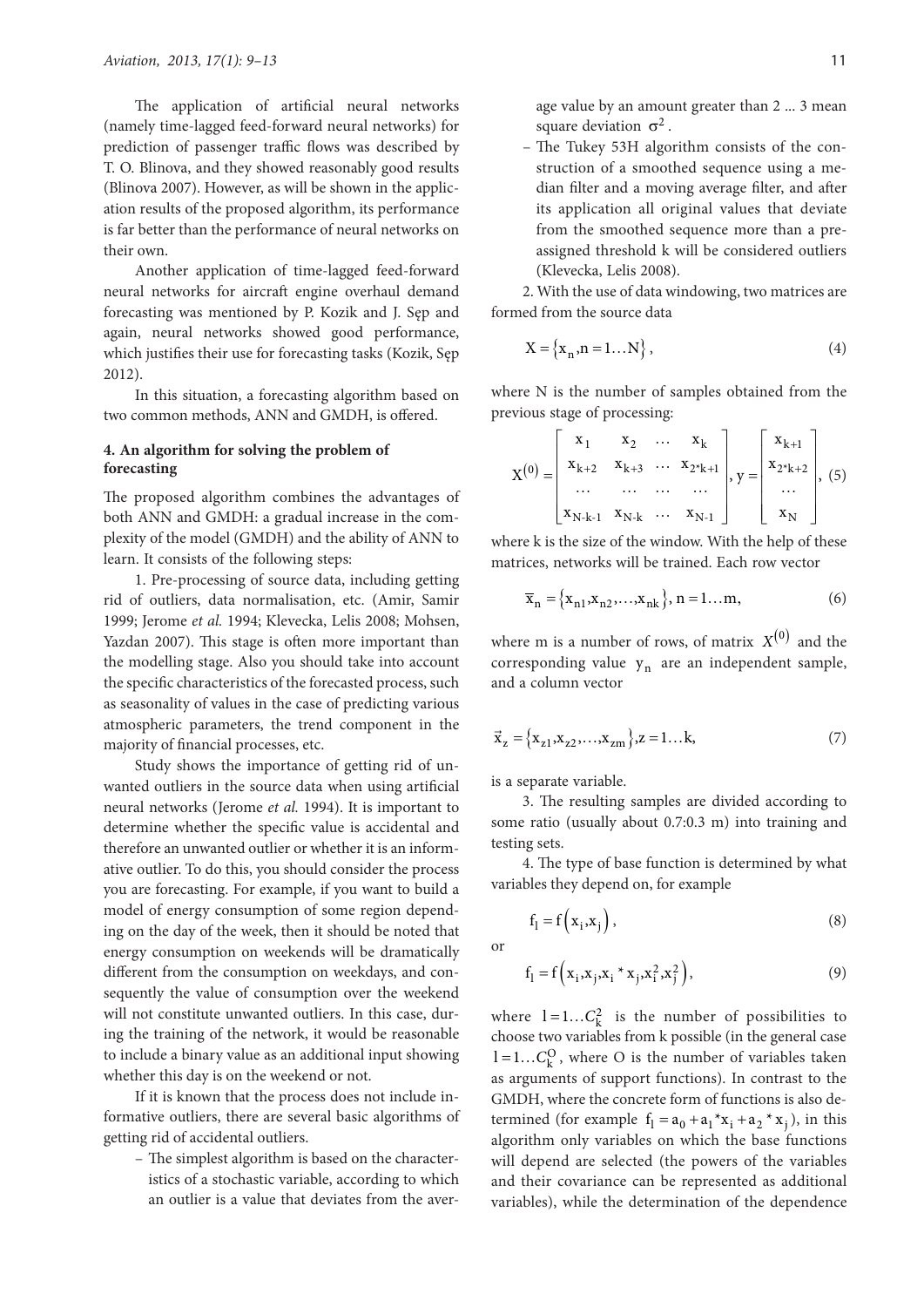The application of artificial neural networks (namely time-lagged feed-forward neural networks) for prediction of passenger traffic flows was described by T. O. Blinova, and they showed reasonably good results (Blinova 2007). However, as will be shown in the application results of the proposed algorithm, its performance is far better than the performance of neural networks on their own.

Another application of time-lagged feed-forward neural networks for aircraft engine overhaul demand forecasting was mentioned by P. Kozik and J. Sęp and again, neural networks showed good performance, which justifies their use for forecasting tasks (Kozik, Sęp 2012).

In this situation, a forecasting algorithm based on two common methods, ANN and GMDH, is offered.

## 4. An algorithm for solving the problem of forecasting

The proposed algorithm combines the advantages of both ANN and GMDH: a gradual increase in the complexity of the model (GMDH) and the ability of ANN to learn. It consists of the following steps:

1. Pre-processing of source data, including getting rid of outliers, data normalisation, etc. (Amir, Samir 1999; Jerome *et al.* 1994; Klevecka, Lelis 2008; Mohsen, Yazdan 2007). This stage is often more important than the modelling stage. Also you should take into account the specific characteristics of the forecasted process, such as seasonality of values in the case of predicting various atmospheric parameters, the trend component in the majority of financial processes, etc.

Study shows the importance of getting rid of unwanted outliers in the source data when using artificial neural networks (Jerome *et al.* 1994). It is important to determine whether the specific value is accidental and therefore an unwanted outlier or whether it is an informative outlier. To do this, you should consider the process you are forecasting. For example, if you want to build a model of energy consumption of some region depending on the day of the week, then it should be noted that energy consumption on weekends will be dramatically different from the consumption on weekdays, and consequently the value of consumption over the weekend will not constitute unwanted outliers. In this case, during the training of the network, it would be reasonable to include a binary value as an additional input showing whether this day is on the weekend or not.

If it is known that the process does not include informative outliers, there are several basic algorithms of getting rid of accidental outliers.

- The simplest algorithm is based on the characteristics of a stochastic variable, according to which an outlier is a value that deviates from the average value by an amount greater than 2 ... 3 mean square deviation $\sigma^2$.
- The Tukey 53H algorithm consists of the construction of a smoothed sequence using a median filter and a moving average filter, and after its application all original values that deviate from the smoothed sequence more than a preassigned threshold k will be considered outliers (Klevecka, Lelis 2008).

2. With the use of data windowing, two matrices are formed from the source data

$$X = \{x_n, n = 1 \ldots N\}, \tag{4}$$

where N is the number of samples obtained from the previous stage of processing:

$$X^{(0)} = \begin{bmatrix} x_1 & x_2 & \ldots & x_k \\ x_{k+2} & x_{k+3} & \ldots & x_{2*k+1} \\ \ldots & \ldots & \ldots & \ldots \\ x_{N-k-1} & x_{N-k} & \ldots & x_{N-1} \end{bmatrix}, y = \begin{bmatrix} x_{k+1} \\ x_{2*k+2} \\ \ldots \\ x_N \end{bmatrix}, \tag{5}$$

where k is the size of the window. With the help of these matrices, networks will be trained. Each row vector

$$\overline{x}_n = \{x_{n1}, x_{n2}, \ldots, x_{nk}\}, n = 1 \ldots m, \tag{6}$$

where m is a number of rows, of matrix $X^{(0)}$ and the corresponding value $y_n$ are an independent sample, and a column vector

$$\vec{x}_z = \{x_{z1}, x_{z2}, \ldots, x_{zm}\}, z = 1 \ldots k, \tag{7}$$

is a separate variable.

3. The resulting samples are divided according to some ratio (usually about 0.7:0.3 m) into training and testing sets.

4. The type of base function is determined by what variables they depend on, for example

$$f_l = f\left(x_i, x_j\right), \tag{8}$$

or

$$f_l = f\left(x_i, x_j, x_i * x_j, x_i^2, x_j^2\right), \tag{9}$$

where $l = 1 \ldots C_k^2$ is the number of possibilities to choose two variables from k possible (in the general case $l = 1 \ldots C_k^O$, where O is the number of variables taken as arguments of support functions). In contrast to the GMDH, where the concrete form of functions is also determined (for example $f_l = a_0 + a_1 * x_i + a_2 * x_j$), in this algorithm only variables on which the base functions will depend are selected (the powers of the variables and their covariance can be represented as additional variables), while the determination of the dependence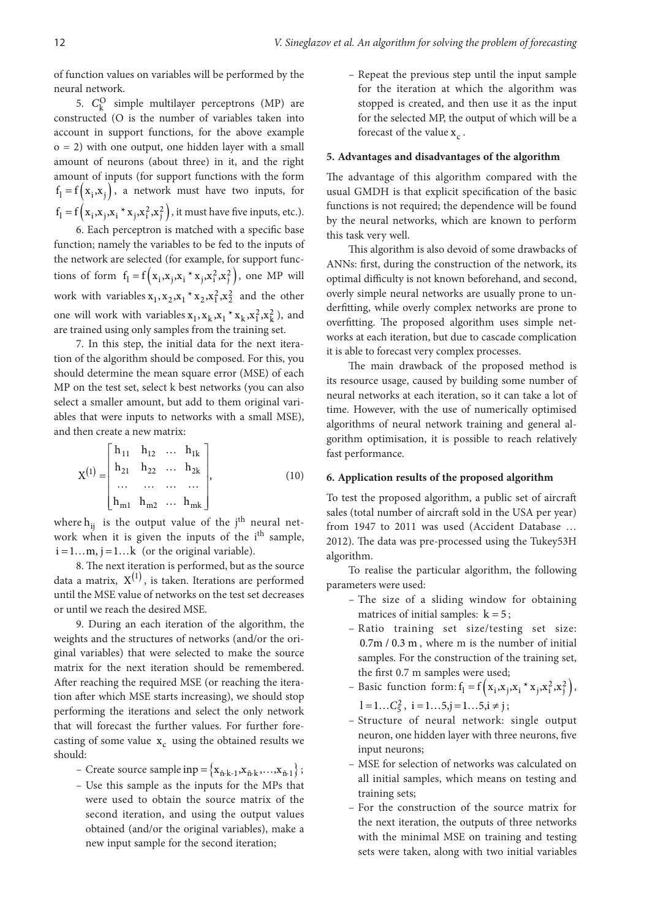of function values on variables will be performed by the neural network.

5. $C_k^O$ simple multilayer perceptrons (MP) are constructed (O is the number of variables taken into account in support functions, for the above example o = 2) with one output, one hidden layer with a small amount of neurons (about three) in it, and the right amount of inputs (for support functions with the form $f_l = f(x_i, x_j)$, a network must have two inputs, for $f_l = f(x_i, x_j, x_i * x_j, x_i^2, x_j^2)$, it must have five inputs, etc.).

6. Each perceptron is matched with a specific base function; namely the variables to be fed to the inputs of the network are selected (for example, for support functions of form $f_l = f(x_i, x_j, x_i * x_j, x_i^2, x_j^2)$, one MP will work with variables $x_1, x_2, x_1 * x_2, x_1^2, x_2^2$ and the other one will work with variables $x_1, x_k, x_1 * x_k, x_1^2, x_k^2$), and are trained using only samples from the training set.

7. In this step, the initial data for the next iteration of the algorithm should be composed. For this, you should determine the mean square error (MSE) of each MP on the test set, select k best networks (you can also select a smaller amount, but add to them original variables that were inputs to networks with a small MSE), and then create a new matrix:

$$X^{(1)} = \begin{bmatrix} h_{11} & h_{12} & \dots & h_{1k} \\ h_{21} & h_{22} & \dots & h_{2k} \\ \dots & \dots & \dots & \dots \\ h_{m1} & h_{m2} & \dots & h_{mk} \end{bmatrix}, \tag{10}$$

where $h_{ij}$ is the output value of the j[th] neural network when it is given the inputs of the i[th] sample, $i = 1 \dots m, j = 1 \dots k$ (or the original variable).

8. The next iteration is performed, but as the source data a matrix, $X^{(1)}$, is taken. Iterations are performed until the MSE value of networks on the test set decreases or until we reach the desired MSE.

9. During an each iteration of the algorithm, the weights and the structures of networks (and/or the original variables) that were selected to make the source matrix for the next iteration should be remembered. After reaching the required MSE (or reaching the iteration after which MSE starts increasing), we should stop performing the iterations and select the only network that will forecast the further values. For further forecasting of some value $x_c$ using the obtained results we should:

- Create source sample $inp = \{x_{\tilde{n}-k-1}, x_{\tilde{n}-k}, \dots, x_{\tilde{n}-1}\}$;
- Use this sample as the inputs for the MPs that were used to obtain the source matrix of the second iteration, and using the output values obtained (and/or the original variables), make a new input sample for the second iteration;
- Repeat the previous step until the input sample for the iteration at which the algorithm was stopped is created, and then use it as the input for the selected MP, the output of which will be a forecast of the value $x_c$.

## 5. Advantages and disadvantages of the algorithm

The advantage of this algorithm compared with the usual GMDH is that explicit specification of the basic functions is not required; the dependence will be found by the neural networks, which are known to perform this task very well.

This algorithm is also devoid of some drawbacks of ANNs: first, during the construction of the network, its optimal difficulty is not known beforehand, and second, overly simple neural networks are usually prone to underfitting, while overly complex networks are prone to overfitting. The proposed algorithm uses simple networks at each iteration, but due to cascade complication it is able to forecast very complex processes.

The main drawback of the proposed method is its resource usage, caused by building some number of neural networks at each iteration, so it can take a lot of time. However, with the use of numerically optimised algorithms of neural network training and general algorithm optimisation, it is possible to reach relatively fast performance.

## 6. Application results of the proposed algorithm

To test the proposed algorithm, a public set of aircraft sales (total number of aircraft sold in the USA per year) from 1947 to 2011 was used (Accident Database … 2012). The data was pre-processed using the Tukey53H algorithm.

To realise the particular algorithm, the following parameters were used:

- The size of a sliding window for obtaining matrices of initial samples: $k = 5$;
- Ratio training set size/testing set size: $0.7m / 0.3m$, where m is the number of initial samples. For the construction of the training set, the first 0.7 m samples were used;
- Basic function form: $f_l = f(x_i, x_j, x_i * x_j, x_i^2, x_j^2)$, $l = 1 \dots C_5^2$, $i = 1 \dots 5, j = 1 \dots 5, i \neq j$;
- Structure of neural network: single output neuron, one hidden layer with three neurons, five input neurons;
- MSE for selection of networks was calculated on all initial samples, which means on testing and training sets;
- For the construction of the source matrix for the next iteration, the outputs of three networks with the minimal MSE on training and testing sets were taken, along with two initial variables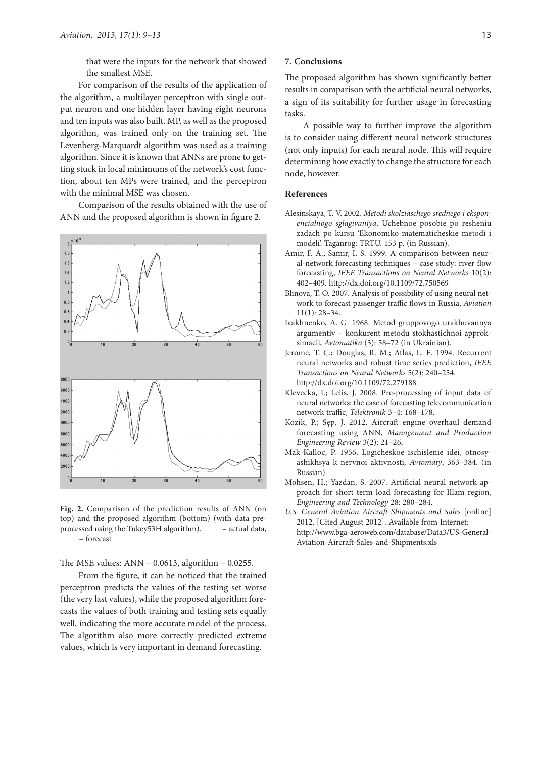that were the inputs for the network that showed the smallest MSE.

For comparison of the results of the application of the algorithm, a multilayer perceptron with single output neuron and one hidden layer having eight neurons and ten inputs was also built. MP, as well as the proposed algorithm, was trained only on the training set. The Levenberg-Marquardt algorithm was used as a training algorithm. Since it is known that ANNs are prone to getting stuck in local minimums of the network's cost function, about ten MPs were trained, and the perceptron with the minimal MSE was chosen.

Comparison of the results obtained with the use of ANN and the proposed algorithm is shown in figure 2.

$\times 10^4$
2
1.8
1.6
1.4
1.2
1
0.8
0.6
0.4
0.2
0
0 10 20 30 40 50 60

8000
6000
4000
2000
0000
8000
6000
4000
2000
0
0 10 20 30 40 50 60

**Fig. 2.** Comparison of the prediction results of ANN (on top) and the proposed algorithm (bottom) (with data preprocessed using the Tukey53H algorithm). ——– actual data, ——– forecast

The MSE values: ANN – 0.0613, algorithm – 0.0255.

From the figure, it can be noticed that the trained perceptron predicts the values of the testing set worse (the very last values), while the proposed algorithm forecasts the values of both training and testing sets equally well, indicating the more accurate model of the process. The algorithm also more correctly predicted extreme values, which is very important in demand forecasting.

## 7. Conclusions

The proposed algorithm has shown significantly better results in comparison with the artificial neural networks, a sign of its suitability for further usage in forecasting tasks.

A possible way to further improve the algorithm is to consider using different neural network structures (not only inputs) for each neural node. This will require determining how exactly to change the structure for each node, however.

## References

Alesinskaya, T. V. 2002. *Metodi skolziaschego srednego i eksponencialnogo sglagivaniya*. Uchebnoe posobie po resheniu zadach po kursu 'Ekonomiko-matematicheskie metodi i modeli'. Taganrog: TRTU. 153 p. (in Russian).

Amir, F. A.; Samir, I. S. 1999. A comparison between neural-network forecasting techniques – case study: river flow forecasting, *IEEE Transactions on Neural Networks* 10(2): 402–409. http://dx.doi.org/10.1109/72.750569

Blinova, T. O. 2007. Analysis of possibility of using neural network to forecast passenger traffic flows in Russia, *Aviation* 11(1): 28–34.

Ivakhnenko, A. G. 1968. Metod gruppovogo urakhuvannya argumentiv – konkurent metodu stokhastichnoi approksimacii, *Avtomatika* (3): 58–72 (in Ukrainian).

Jerome, T. C.; Douglas, R. M.; Atlas, L. E. 1994. Recurrent neural networks and robust time series prediction, *IEEE Transactions on Neural Networks* 5(2): 240–254. http://dx.doi.org/10.1109/72.279188

Klevecka, I.; Lelis, J. 2008. Pre-processing of input data of neural networks: the case of forecasting telecommunication network traffic, *Telektronik* 3–4: 168–178.

Kozik, P.; Sęp, J. 2012. Aircraft engine overhaul demand forecasting using ANN, *Management and Production Engineering Review* 3(2): 21–26**.**

Mak-Kalloc, P. 1956. Logicheskoe ischislenie idei, otnosyashikhsya k nervnoi aktivnosti, *Avtomaty*, 363–384. (in Russian).

Mohsen, H.; Yazdan, S. 2007. Artificial neural network approach for short term load forecasting for Illam region, *Engineering and Technology* 28: 280–284.

*U.S. General Aviation Aircraft Shipments and Sales* [online] 2012. [Cited August 2012]. Available from Internet: http://www.bga-aeroweb.com/database/Data3/US-General-Aviation-Aircraft-Sales-and-Shipments.xls